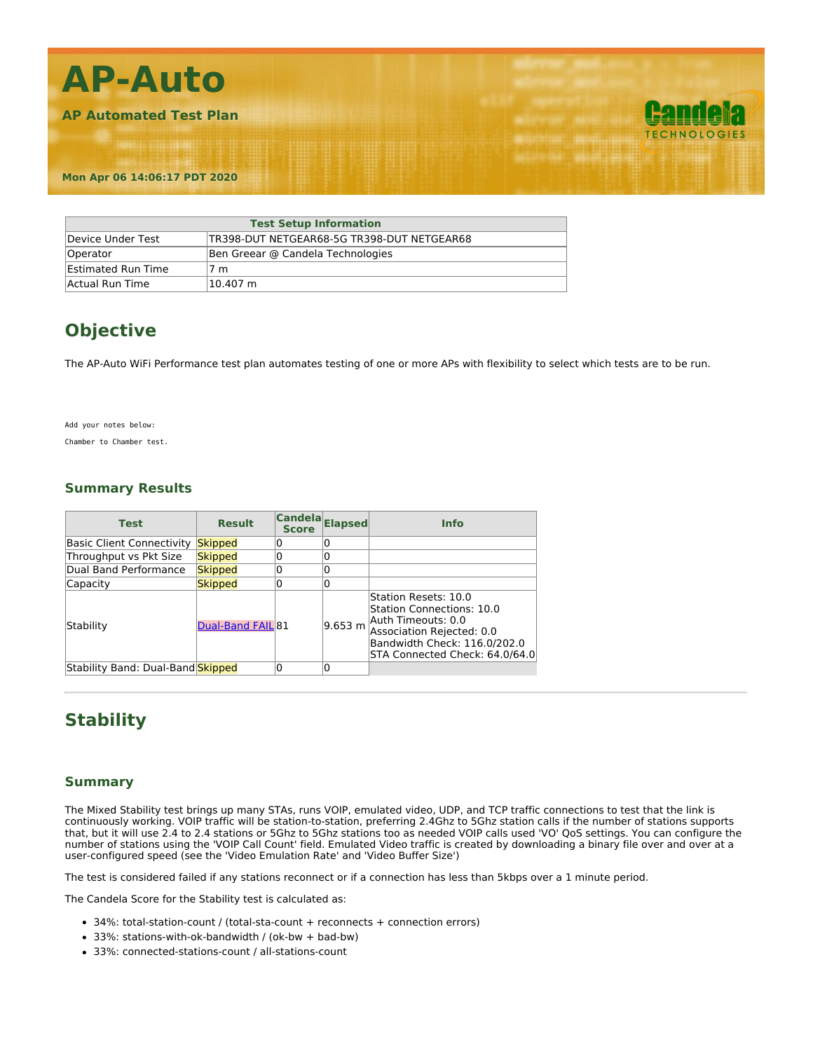# AP-Auto

**AP Automated Test Plan**

**Mon Apr 06 14:06:17 PDT 2020**

| Test Setup Information | |
|---|---|
| Device Under Test | TR398-DUT NETGEAR68-5G TR398-DUT NETGEAR68 |
| Operator | Ben Greear @ Candela Technologies |
| Estimated Run Time | 7 m |
| Actual Run Time | 10.407 m |

## Objective

The AP-Auto WiFi Performance test plan automates testing of one or more APs with flexibility to select which tests are to be run.

```
Add your notes below:
Chamber to Chamber test.
```

### Summary Results

| Test | Result | Candela Score | Elapsed | Info |
|---|---|---|---|---|
| Basic Client Connectivity | Skipped | 0 | 0 | |
| Throughput vs Pkt Size | Skipped | 0 | 0 | |
| Dual Band Performance | Skipped | 0 | 0 | |
| Capacity | Skipped | 0 | 0 | |
| Stability | Dual-Band FAIL | 81 | 9.653 m | Station Resets: 10.0<br>Station Connections: 10.0<br>Auth Timeouts: 0.0<br>Association Rejected: 0.0<br>Bandwidth Check: 116.0/202.0<br>STA Connected Check: 64.0/64.0 |
| Stability Band: Dual-Band | Skipped | 0 | 0 | |

---

## Stability

### Summary

The Mixed Stability test brings up many STAs, runs VOIP, emulated video, UDP, and TCP traffic connections to test that the link is continuously working. VOIP traffic will be station-to-station, preferring 2.4Ghz to 5Ghz station calls if the number of stations supports that, but it will use 2.4 to 2.4 stations or 5Ghz to 5Ghz stations too as needed VOIP calls used 'VO' QoS settings. You can configure the number of stations using the 'VOIP Call Count' field. Emulated Video traffic is created by downloading a binary file over and over at a user-configured speed (see the 'Video Emulation Rate' and 'Video Buffer Size')

The test is considered failed if any stations reconnect or if a connection has less than 5kbps over a 1 minute period.

The Candela Score for the Stability test is calculated as:

- 34%: total-station-count / (total-sta-count + reconnects + connection errors)
- 33%: stations-with-ok-bandwidth / (ok-bw + bad-bw)
- 33%: connected-stations-count / all-stations-count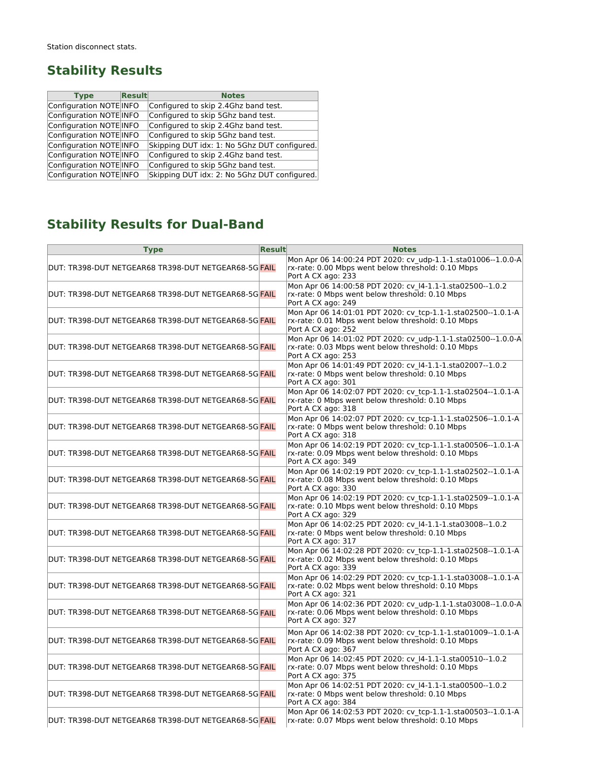Station disconnect stats.

## Stability Results

| Type | Result | Notes |
|---|---|---|
| Configuration NOTE | INFO | Configured to skip 2.4Ghz band test. |
| Configuration NOTE | INFO | Configured to skip 5Ghz band test. |
| Configuration NOTE | INFO | Configured to skip 2.4Ghz band test. |
| Configuration NOTE | INFO | Configured to skip 5Ghz band test. |
| Configuration NOTE | INFO | Skipping DUT idx: 1: No 5Ghz DUT configured. |
| Configuration NOTE | INFO | Configured to skip 2.4Ghz band test. |
| Configuration NOTE | INFO | Configured to skip 5Ghz band test. |
| Configuration NOTE | INFO | Skipping DUT idx: 2: No 5Ghz DUT configured. |

## Stability Results for Dual-Band

| Type | Result | Notes |
|---|---|---|
| DUT: TR398-DUT NETGEAR68 TR398-DUT NETGEAR68-5G | FAIL | Mon Apr 06 14:00:24 PDT 2020: cv_udp-1.1-1.sta01006--1.0.0-A rx-rate: 0.00 Mbps went below threshold: 0.10 Mbps Port A CX ago: 233 |
| DUT: TR398-DUT NETGEAR68 TR398-DUT NETGEAR68-5G | FAIL | Mon Apr 06 14:00:58 PDT 2020: cv_l4-1.1-1.sta02500--1.0.2 rx-rate: 0 Mbps went below threshold: 0.10 Mbps Port A CX ago: 249 |
| DUT: TR398-DUT NETGEAR68 TR398-DUT NETGEAR68-5G | FAIL | Mon Apr 06 14:01:01 PDT 2020: cv_tcp-1.1-1.sta02500--1.0.1-A rx-rate: 0.01 Mbps went below threshold: 0.10 Mbps Port A CX ago: 252 |
| DUT: TR398-DUT NETGEAR68 TR398-DUT NETGEAR68-5G | FAIL | Mon Apr 06 14:01:02 PDT 2020: cv_udp-1.1-1.sta02500--1.0.0-A rx-rate: 0.03 Mbps went below threshold: 0.10 Mbps Port A CX ago: 253 |
| DUT: TR398-DUT NETGEAR68 TR398-DUT NETGEAR68-5G | FAIL | Mon Apr 06 14:01:49 PDT 2020: cv_l4-1.1-1.sta02007--1.0.2 rx-rate: 0 Mbps went below threshold: 0.10 Mbps Port A CX ago: 301 |
| DUT: TR398-DUT NETGEAR68 TR398-DUT NETGEAR68-5G | FAIL | Mon Apr 06 14:02:07 PDT 2020: cv_tcp-1.1-1.sta02504--1.0.1-A rx-rate: 0 Mbps went below threshold: 0.10 Mbps Port A CX ago: 318 |
| DUT: TR398-DUT NETGEAR68 TR398-DUT NETGEAR68-5G | FAIL | Mon Apr 06 14:02:07 PDT 2020: cv_tcp-1.1-1.sta02506--1.0.1-A rx-rate: 0 Mbps went below threshold: 0.10 Mbps Port A CX ago: 318 |
| DUT: TR398-DUT NETGEAR68 TR398-DUT NETGEAR68-5G | FAIL | Mon Apr 06 14:02:19 PDT 2020: cv_tcp-1.1-1.sta00506--1.0.1-A rx-rate: 0.09 Mbps went below threshold: 0.10 Mbps Port A CX ago: 349 |
| DUT: TR398-DUT NETGEAR68 TR398-DUT NETGEAR68-5G | FAIL | Mon Apr 06 14:02:19 PDT 2020: cv_tcp-1.1-1.sta02502--1.0.1-A rx-rate: 0.08 Mbps went below threshold: 0.10 Mbps Port A CX ago: 330 |
| DUT: TR398-DUT NETGEAR68 TR398-DUT NETGEAR68-5G | FAIL | Mon Apr 06 14:02:19 PDT 2020: cv_tcp-1.1-1.sta02509--1.0.1-A rx-rate: 0.10 Mbps went below threshold: 0.10 Mbps Port A CX ago: 329 |
| DUT: TR398-DUT NETGEAR68 TR398-DUT NETGEAR68-5G | FAIL | Mon Apr 06 14:02:25 PDT 2020: cv_l4-1.1-1.sta03008--1.0.2 rx-rate: 0 Mbps went below threshold: 0.10 Mbps Port A CX ago: 317 |
| DUT: TR398-DUT NETGEAR68 TR398-DUT NETGEAR68-5G | FAIL | Mon Apr 06 14:02:28 PDT 2020: cv_tcp-1.1-1.sta02508--1.0.1-A rx-rate: 0.02 Mbps went below threshold: 0.10 Mbps Port A CX ago: 339 |
| DUT: TR398-DUT NETGEAR68 TR398-DUT NETGEAR68-5G | FAIL | Mon Apr 06 14:02:29 PDT 2020: cv_tcp-1.1-1.sta03008--1.0.1-A rx-rate: 0.02 Mbps went below threshold: 0.10 Mbps Port A CX ago: 321 |
| DUT: TR398-DUT NETGEAR68 TR398-DUT NETGEAR68-5G | FAIL | Mon Apr 06 14:02:36 PDT 2020: cv_udp-1.1-1.sta03008--1.0.0-A rx-rate: 0.06 Mbps went below threshold: 0.10 Mbps Port A CX ago: 327 |
| DUT: TR398-DUT NETGEAR68 TR398-DUT NETGEAR68-5G | FAIL | Mon Apr 06 14:02:38 PDT 2020: cv_tcp-1.1-1.sta01009--1.0.1-A rx-rate: 0.09 Mbps went below threshold: 0.10 Mbps Port A CX ago: 367 |
| DUT: TR398-DUT NETGEAR68 TR398-DUT NETGEAR68-5G | FAIL | Mon Apr 06 14:02:45 PDT 2020: cv_l4-1.1-1.sta00510--1.0.2 rx-rate: 0.07 Mbps went below threshold: 0.10 Mbps Port A CX ago: 375 |
| DUT: TR398-DUT NETGEAR68 TR398-DUT NETGEAR68-5G | FAIL | Mon Apr 06 14:02:51 PDT 2020: cv_l4-1.1-1.sta00500--1.0.2 rx-rate: 0 Mbps went below threshold: 0.10 Mbps Port A CX ago: 384 |
| DUT: TR398-DUT NETGEAR68 TR398-DUT NETGEAR68-5G | FAIL | Mon Apr 06 14:02:53 PDT 2020: cv_tcp-1.1-1.sta00503--1.0.1-A rx-rate: 0.07 Mbps went below threshold: 0.10 Mbps |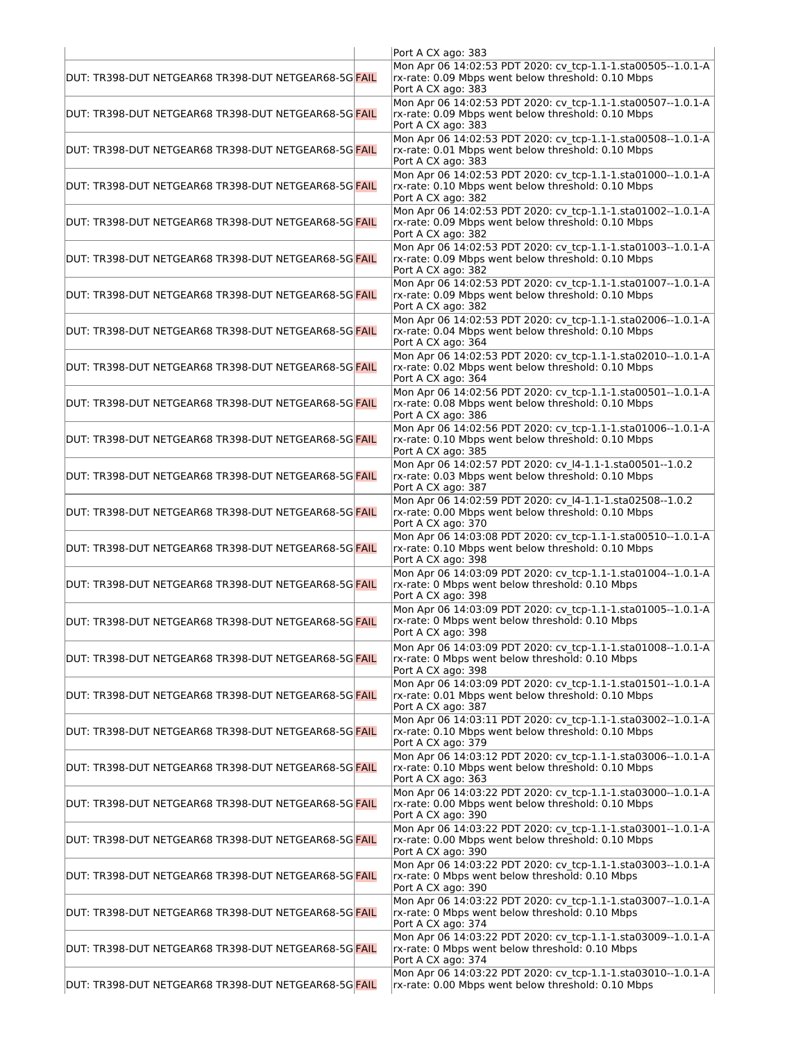| | | |
|---|---|---|
| | | Port A CX ago: 383 |
| DUT: TR398-DUT NETGEAR68 TR398-DUT NETGEAR68-5G | FAIL | Mon Apr 06 14:02:53 PDT 2020: cv_tcp-1.1-1.sta00505--1.0.1-A rx-rate: 0.09 Mbps went below threshold: 0.10 Mbps Port A CX ago: 383 |
| DUT: TR398-DUT NETGEAR68 TR398-DUT NETGEAR68-5G | FAIL | Mon Apr 06 14:02:53 PDT 2020: cv_tcp-1.1-1.sta00507--1.0.1-A rx-rate: 0.09 Mbps went below threshold: 0.10 Mbps Port A CX ago: 383 |
| DUT: TR398-DUT NETGEAR68 TR398-DUT NETGEAR68-5G | FAIL | Mon Apr 06 14:02:53 PDT 2020: cv_tcp-1.1-1.sta00508--1.0.1-A rx-rate: 0.01 Mbps went below threshold: 0.10 Mbps Port A CX ago: 383 |
| DUT: TR398-DUT NETGEAR68 TR398-DUT NETGEAR68-5G | FAIL | Mon Apr 06 14:02:53 PDT 2020: cv_tcp-1.1-1.sta01000--1.0.1-A rx-rate: 0.10 Mbps went below threshold: 0.10 Mbps Port A CX ago: 382 |
| DUT: TR398-DUT NETGEAR68 TR398-DUT NETGEAR68-5G | FAIL | Mon Apr 06 14:02:53 PDT 2020: cv_tcp-1.1-1.sta01002--1.0.1-A rx-rate: 0.09 Mbps went below threshold: 0.10 Mbps Port A CX ago: 382 |
| DUT: TR398-DUT NETGEAR68 TR398-DUT NETGEAR68-5G | FAIL | Mon Apr 06 14:02:53 PDT 2020: cv_tcp-1.1-1.sta01003--1.0.1-A rx-rate: 0.09 Mbps went below threshold: 0.10 Mbps Port A CX ago: 382 |
| DUT: TR398-DUT NETGEAR68 TR398-DUT NETGEAR68-5G | FAIL | Mon Apr 06 14:02:53 PDT 2020: cv_tcp-1.1-1.sta01007--1.0.1-A rx-rate: 0.09 Mbps went below threshold: 0.10 Mbps Port A CX ago: 382 |
| DUT: TR398-DUT NETGEAR68 TR398-DUT NETGEAR68-5G | FAIL | Mon Apr 06 14:02:53 PDT 2020: cv_tcp-1.1-1.sta02006--1.0.1-A rx-rate: 0.04 Mbps went below threshold: 0.10 Mbps Port A CX ago: 364 |
| DUT: TR398-DUT NETGEAR68 TR398-DUT NETGEAR68-5G | FAIL | Mon Apr 06 14:02:53 PDT 2020: cv_tcp-1.1-1.sta02010--1.0.1-A rx-rate: 0.02 Mbps went below threshold: 0.10 Mbps Port A CX ago: 364 |
| DUT: TR398-DUT NETGEAR68 TR398-DUT NETGEAR68-5G | FAIL | Mon Apr 06 14:02:56 PDT 2020: cv_tcp-1.1-1.sta00501--1.0.1-A rx-rate: 0.08 Mbps went below threshold: 0.10 Mbps Port A CX ago: 386 |
| DUT: TR398-DUT NETGEAR68 TR398-DUT NETGEAR68-5G | FAIL | Mon Apr 06 14:02:56 PDT 2020: cv_tcp-1.1-1.sta01006--1.0.1-A rx-rate: 0.10 Mbps went below threshold: 0.10 Mbps Port A CX ago: 385 |
| DUT: TR398-DUT NETGEAR68 TR398-DUT NETGEAR68-5G | FAIL | Mon Apr 06 14:02:57 PDT 2020: cv_l4-1.1-1.sta00501--1.0.2 rx-rate: 0.03 Mbps went below threshold: 0.10 Mbps Port A CX ago: 387 |
| DUT: TR398-DUT NETGEAR68 TR398-DUT NETGEAR68-5G | FAIL | Mon Apr 06 14:02:59 PDT 2020: cv_l4-1.1-1.sta02508--1.0.2 rx-rate: 0.00 Mbps went below threshold: 0.10 Mbps Port A CX ago: 370 |
| DUT: TR398-DUT NETGEAR68 TR398-DUT NETGEAR68-5G | FAIL | Mon Apr 06 14:03:08 PDT 2020: cv_tcp-1.1-1.sta00510--1.0.1-A rx-rate: 0.10 Mbps went below threshold: 0.10 Mbps Port A CX ago: 398 |
| DUT: TR398-DUT NETGEAR68 TR398-DUT NETGEAR68-5G | FAIL | Mon Apr 06 14:03:09 PDT 2020: cv_tcp-1.1-1.sta01004--1.0.1-A rx-rate: 0 Mbps went below threshold: 0.10 Mbps Port A CX ago: 398 |
| DUT: TR398-DUT NETGEAR68 TR398-DUT NETGEAR68-5G | FAIL | Mon Apr 06 14:03:09 PDT 2020: cv_tcp-1.1-1.sta01005--1.0.1-A rx-rate: 0 Mbps went below threshold: 0.10 Mbps Port A CX ago: 398 |
| DUT: TR398-DUT NETGEAR68 TR398-DUT NETGEAR68-5G | FAIL | Mon Apr 06 14:03:09 PDT 2020: cv_tcp-1.1-1.sta01008--1.0.1-A rx-rate: 0 Mbps went below threshold: 0.10 Mbps Port A CX ago: 398 |
| DUT: TR398-DUT NETGEAR68 TR398-DUT NETGEAR68-5G | FAIL | Mon Apr 06 14:03:09 PDT 2020: cv_tcp-1.1-1.sta01501--1.0.1-A rx-rate: 0.01 Mbps went below threshold: 0.10 Mbps Port A CX ago: 387 |
| DUT: TR398-DUT NETGEAR68 TR398-DUT NETGEAR68-5G | FAIL | Mon Apr 06 14:03:11 PDT 2020: cv_tcp-1.1-1.sta03002--1.0.1-A rx-rate: 0.10 Mbps went below threshold: 0.10 Mbps Port A CX ago: 379 |
| DUT: TR398-DUT NETGEAR68 TR398-DUT NETGEAR68-5G | FAIL | Mon Apr 06 14:03:12 PDT 2020: cv_tcp-1.1-1.sta03006--1.0.1-A rx-rate: 0.10 Mbps went below threshold: 0.10 Mbps Port A CX ago: 363 |
| DUT: TR398-DUT NETGEAR68 TR398-DUT NETGEAR68-5G | FAIL | Mon Apr 06 14:03:22 PDT 2020: cv_tcp-1.1-1.sta03000--1.0.1-A rx-rate: 0.00 Mbps went below threshold: 0.10 Mbps Port A CX ago: 390 |
| DUT: TR398-DUT NETGEAR68 TR398-DUT NETGEAR68-5G | FAIL | Mon Apr 06 14:03:22 PDT 2020: cv_tcp-1.1-1.sta03001--1.0.1-A rx-rate: 0.00 Mbps went below threshold: 0.10 Mbps Port A CX ago: 390 |
| DUT: TR398-DUT NETGEAR68 TR398-DUT NETGEAR68-5G | FAIL | Mon Apr 06 14:03:22 PDT 2020: cv_tcp-1.1-1.sta03003--1.0.1-A rx-rate: 0 Mbps went below threshold: 0.10 Mbps Port A CX ago: 390 |
| DUT: TR398-DUT NETGEAR68 TR398-DUT NETGEAR68-5G | FAIL | Mon Apr 06 14:03:22 PDT 2020: cv_tcp-1.1-1.sta03007--1.0.1-A rx-rate: 0 Mbps went below threshold: 0.10 Mbps Port A CX ago: 374 |
| DUT: TR398-DUT NETGEAR68 TR398-DUT NETGEAR68-5G | FAIL | Mon Apr 06 14:03:22 PDT 2020: cv_tcp-1.1-1.sta03009--1.0.1-A rx-rate: 0 Mbps went below threshold: 0.10 Mbps Port A CX ago: 374 |
| DUT: TR398-DUT NETGEAR68 TR398-DUT NETGEAR68-5G | FAIL | Mon Apr 06 14:03:22 PDT 2020: cv_tcp-1.1-1.sta03010--1.0.1-A rx-rate: 0.00 Mbps went below threshold: 0.10 Mbps |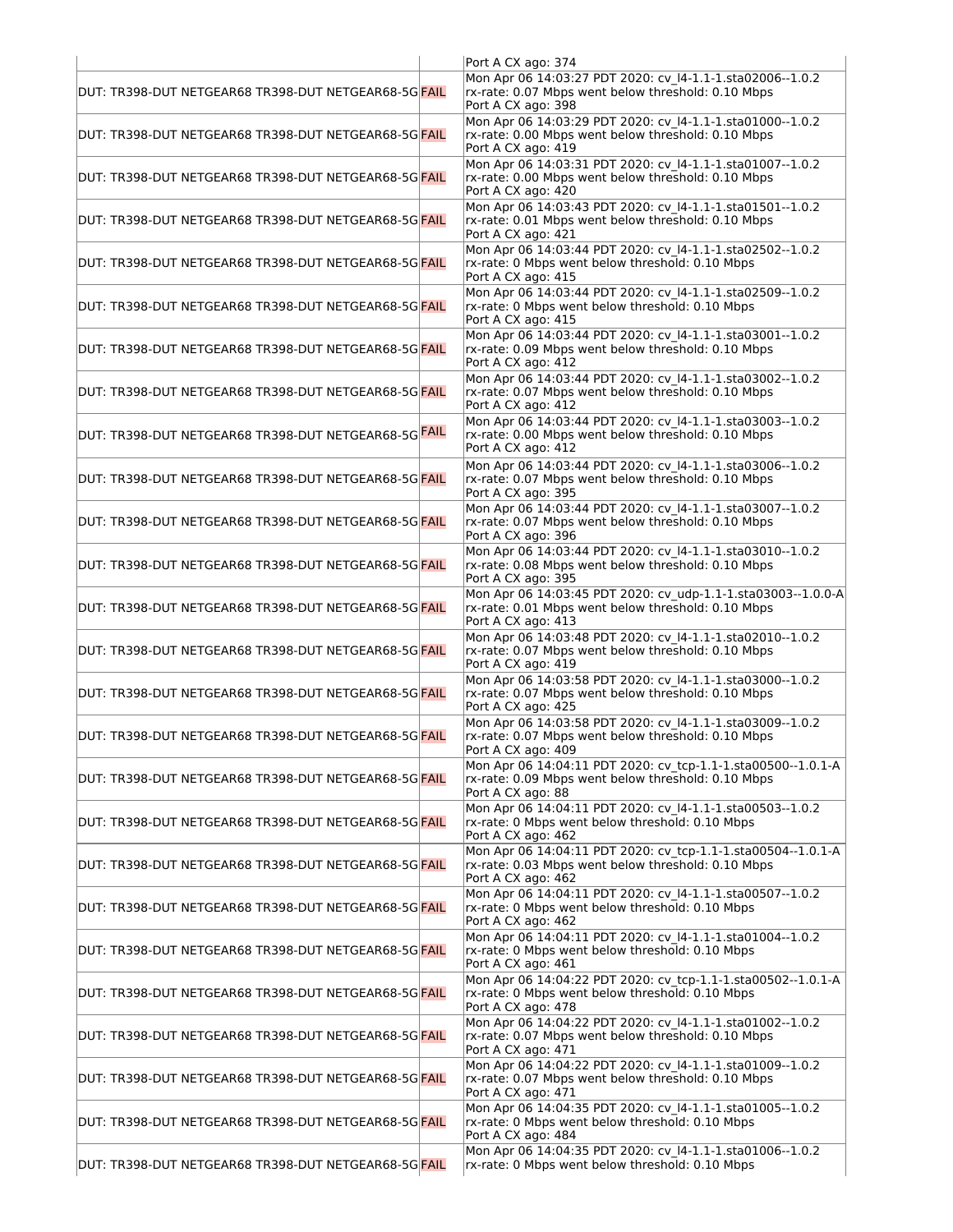| | | |
|---|---|---|
| | | Port A CX ago: 374 |
| DUT: TR398-DUT NETGEAR68 TR398-DUT NETGEAR68-5G | FAIL | Mon Apr 06 14:03:27 PDT 2020: cv_l4-1.1-1.sta02006--1.0.2<br>rx-rate: 0.07 Mbps went below threshold: 0.10 Mbps<br>Port A CX ago: 398 |
| DUT: TR398-DUT NETGEAR68 TR398-DUT NETGEAR68-5G | FAIL | Mon Apr 06 14:03:29 PDT 2020: cv_l4-1.1-1.sta01000--1.0.2<br>rx-rate: 0.00 Mbps went below threshold: 0.10 Mbps<br>Port A CX ago: 419 |
| DUT: TR398-DUT NETGEAR68 TR398-DUT NETGEAR68-5G | FAIL | Mon Apr 06 14:03:31 PDT 2020: cv_l4-1.1-1.sta01007--1.0.2<br>rx-rate: 0.00 Mbps went below threshold: 0.10 Mbps<br>Port A CX ago: 420 |
| DUT: TR398-DUT NETGEAR68 TR398-DUT NETGEAR68-5G | FAIL | Mon Apr 06 14:03:43 PDT 2020: cv_l4-1.1-1.sta01501--1.0.2<br>rx-rate: 0.01 Mbps went below threshold: 0.10 Mbps<br>Port A CX ago: 421 |
| DUT: TR398-DUT NETGEAR68 TR398-DUT NETGEAR68-5G | FAIL | Mon Apr 06 14:03:44 PDT 2020: cv_l4-1.1-1.sta02502--1.0.2<br>rx-rate: 0 Mbps went below threshold: 0.10 Mbps<br>Port A CX ago: 415 |
| DUT: TR398-DUT NETGEAR68 TR398-DUT NETGEAR68-5G | FAIL | Mon Apr 06 14:03:44 PDT 2020: cv_l4-1.1-1.sta02509--1.0.2<br>rx-rate: 0 Mbps went below threshold: 0.10 Mbps<br>Port A CX ago: 415 |
| DUT: TR398-DUT NETGEAR68 TR398-DUT NETGEAR68-5G | FAIL | Mon Apr 06 14:03:44 PDT 2020: cv_l4-1.1-1.sta03001--1.0.2<br>rx-rate: 0.09 Mbps went below threshold: 0.10 Mbps<br>Port A CX ago: 412 |
| DUT: TR398-DUT NETGEAR68 TR398-DUT NETGEAR68-5G | FAIL | Mon Apr 06 14:03:44 PDT 2020: cv_l4-1.1-1.sta03002--1.0.2<br>rx-rate: 0.07 Mbps went below threshold: 0.10 Mbps<br>Port A CX ago: 412 |
| DUT: TR398-DUT NETGEAR68 TR398-DUT NETGEAR68-5G | FAIL | Mon Apr 06 14:03:44 PDT 2020: cv_l4-1.1-1.sta03003--1.0.2<br>rx-rate: 0.00 Mbps went below threshold: 0.10 Mbps<br>Port A CX ago: 412 |
| DUT: TR398-DUT NETGEAR68 TR398-DUT NETGEAR68-5G | FAIL | Mon Apr 06 14:03:44 PDT 2020: cv_l4-1.1-1.sta03006--1.0.2<br>rx-rate: 0.07 Mbps went below threshold: 0.10 Mbps<br>Port A CX ago: 395 |
| DUT: TR398-DUT NETGEAR68 TR398-DUT NETGEAR68-5G | FAIL | Mon Apr 06 14:03:44 PDT 2020: cv_l4-1.1-1.sta03007--1.0.2<br>rx-rate: 0.07 Mbps went below threshold: 0.10 Mbps<br>Port A CX ago: 396 |
| DUT: TR398-DUT NETGEAR68 TR398-DUT NETGEAR68-5G | FAIL | Mon Apr 06 14:03:44 PDT 2020: cv_l4-1.1-1.sta03010--1.0.2<br>rx-rate: 0.08 Mbps went below threshold: 0.10 Mbps<br>Port A CX ago: 395 |
| DUT: TR398-DUT NETGEAR68 TR398-DUT NETGEAR68-5G | FAIL | Mon Apr 06 14:03:45 PDT 2020: cv_udp-1.1-1.sta03003--1.0.0-A<br>rx-rate: 0.01 Mbps went below threshold: 0.10 Mbps<br>Port A CX ago: 413 |
| DUT: TR398-DUT NETGEAR68 TR398-DUT NETGEAR68-5G | FAIL | Mon Apr 06 14:03:48 PDT 2020: cv_l4-1.1-1.sta02010--1.0.2<br>rx-rate: 0.07 Mbps went below threshold: 0.10 Mbps<br>Port A CX ago: 419 |
| DUT: TR398-DUT NETGEAR68 TR398-DUT NETGEAR68-5G | FAIL | Mon Apr 06 14:03:58 PDT 2020: cv_l4-1.1-1.sta03000--1.0.2<br>rx-rate: 0.07 Mbps went below threshold: 0.10 Mbps<br>Port A CX ago: 425 |
| DUT: TR398-DUT NETGEAR68 TR398-DUT NETGEAR68-5G | FAIL | Mon Apr 06 14:03:58 PDT 2020: cv_l4-1.1-1.sta03009--1.0.2<br>rx-rate: 0.07 Mbps went below threshold: 0.10 Mbps<br>Port A CX ago: 409 |
| DUT: TR398-DUT NETGEAR68 TR398-DUT NETGEAR68-5G | FAIL | Mon Apr 06 14:04:11 PDT 2020: cv_tcp-1.1-1.sta00500--1.0.1-A<br>rx-rate: 0.09 Mbps went below threshold: 0.10 Mbps<br>Port A CX ago: 88 |
| DUT: TR398-DUT NETGEAR68 TR398-DUT NETGEAR68-5G | FAIL | Mon Apr 06 14:04:11 PDT 2020: cv_l4-1.1-1.sta00503--1.0.2<br>rx-rate: 0 Mbps went below threshold: 0.10 Mbps<br>Port A CX ago: 462 |
| DUT: TR398-DUT NETGEAR68 TR398-DUT NETGEAR68-5G | FAIL | Mon Apr 06 14:04:11 PDT 2020: cv_tcp-1.1-1.sta00504--1.0.1-A<br>rx-rate: 0.03 Mbps went below threshold: 0.10 Mbps<br>Port A CX ago: 462 |
| DUT: TR398-DUT NETGEAR68 TR398-DUT NETGEAR68-5G | FAIL | Mon Apr 06 14:04:11 PDT 2020: cv_l4-1.1-1.sta00507--1.0.2<br>rx-rate: 0 Mbps went below threshold: 0.10 Mbps<br>Port A CX ago: 462 |
| DUT: TR398-DUT NETGEAR68 TR398-DUT NETGEAR68-5G | FAIL | Mon Apr 06 14:04:11 PDT 2020: cv_l4-1.1-1.sta01004--1.0.2<br>rx-rate: 0 Mbps went below threshold: 0.10 Mbps<br>Port A CX ago: 461 |
| DUT: TR398-DUT NETGEAR68 TR398-DUT NETGEAR68-5G | FAIL | Mon Apr 06 14:04:22 PDT 2020: cv_tcp-1.1-1.sta00502--1.0.1-A<br>rx-rate: 0 Mbps went below threshold: 0.10 Mbps<br>Port A CX ago: 478 |
| DUT: TR398-DUT NETGEAR68 TR398-DUT NETGEAR68-5G | FAIL | Mon Apr 06 14:04:22 PDT 2020: cv_l4-1.1-1.sta01002--1.0.2<br>rx-rate: 0.07 Mbps went below threshold: 0.10 Mbps<br>Port A CX ago: 471 |
| DUT: TR398-DUT NETGEAR68 TR398-DUT NETGEAR68-5G | FAIL | Mon Apr 06 14:04:22 PDT 2020: cv_l4-1.1-1.sta01009--1.0.2<br>rx-rate: 0.07 Mbps went below threshold: 0.10 Mbps<br>Port A CX ago: 471 |
| DUT: TR398-DUT NETGEAR68 TR398-DUT NETGEAR68-5G | FAIL | Mon Apr 06 14:04:35 PDT 2020: cv_l4-1.1-1.sta01005--1.0.2<br>rx-rate: 0 Mbps went below threshold: 0.10 Mbps<br>Port A CX ago: 484 |
| DUT: TR398-DUT NETGEAR68 TR398-DUT NETGEAR68-5G | FAIL | Mon Apr 06 14:04:35 PDT 2020: cv_l4-1.1-1.sta01006--1.0.2<br>rx-rate: 0 Mbps went below threshold: 0.10 Mbps |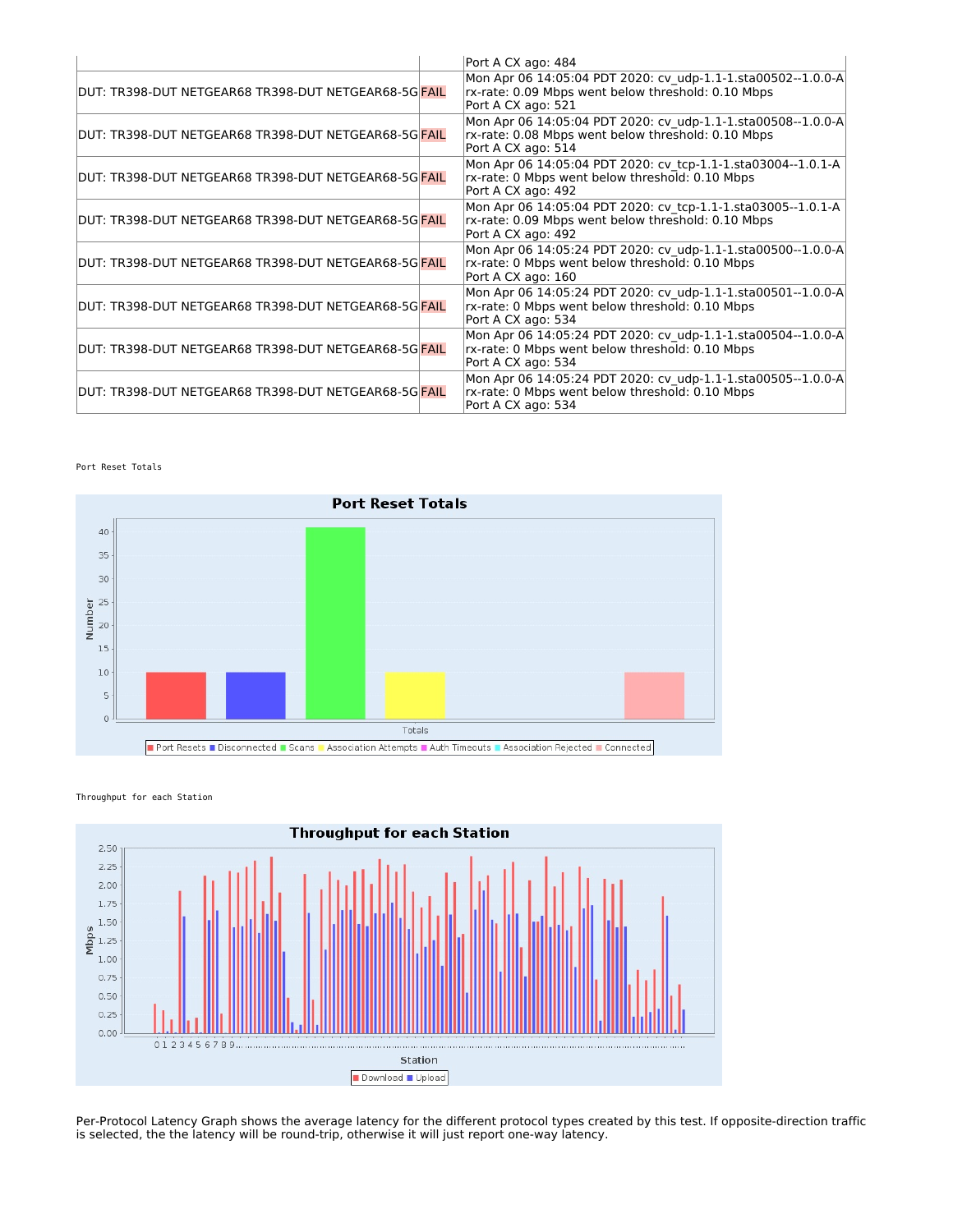| | | |
|---|---|---|
| | | Port A CX ago: 484 |
| DUT: TR398-DUT NETGEAR68 TR398-DUT NETGEAR68-5G | FAIL | Mon Apr 06 14:05:04 PDT 2020: cv_udp-1.1-1.sta00502--1.0.0-A rx-rate: 0.09 Mbps went below threshold: 0.10 Mbps Port A CX ago: 521 |
| DUT: TR398-DUT NETGEAR68 TR398-DUT NETGEAR68-5G | FAIL | Mon Apr 06 14:05:04 PDT 2020: cv_udp-1.1-1.sta00508--1.0.0-A rx-rate: 0.08 Mbps went below threshold: 0.10 Mbps Port A CX ago: 514 |
| DUT: TR398-DUT NETGEAR68 TR398-DUT NETGEAR68-5G | FAIL | Mon Apr 06 14:05:04 PDT 2020: cv_tcp-1.1-1.sta03004--1.0.1-A rx-rate: 0 Mbps went below threshold: 0.10 Mbps Port A CX ago: 492 |
| DUT: TR398-DUT NETGEAR68 TR398-DUT NETGEAR68-5G | FAIL | Mon Apr 06 14:05:04 PDT 2020: cv_tcp-1.1-1.sta03005--1.0.1-A rx-rate: 0.09 Mbps went below threshold: 0.10 Mbps Port A CX ago: 492 |
| DUT: TR398-DUT NETGEAR68 TR398-DUT NETGEAR68-5G | FAIL | Mon Apr 06 14:05:24 PDT 2020: cv_udp-1.1-1.sta00500--1.0.0-A rx-rate: 0 Mbps went below threshold: 0.10 Mbps Port A CX ago: 160 |
| DUT: TR398-DUT NETGEAR68 TR398-DUT NETGEAR68-5G | FAIL | Mon Apr 06 14:05:24 PDT 2020: cv_udp-1.1-1.sta00501--1.0.0-A rx-rate: 0 Mbps went below threshold: 0.10 Mbps Port A CX ago: 534 |
| DUT: TR398-DUT NETGEAR68 TR398-DUT NETGEAR68-5G | FAIL | Mon Apr 06 14:05:24 PDT 2020: cv_udp-1.1-1.sta00504--1.0.0-A rx-rate: 0 Mbps went below threshold: 0.10 Mbps Port A CX ago: 534 |
| DUT: TR398-DUT NETGEAR68 TR398-DUT NETGEAR68-5G | FAIL | Mon Apr 06 14:05:24 PDT 2020: cv_udp-1.1-1.sta00505--1.0.0-A rx-rate: 0 Mbps went below threshold: 0.10 Mbps Port A CX ago: 534 |

Port Reset Totals

Throughput for each Station

Per-Protocol Latency Graph shows the average latency for the different protocol types created by this test. If opposite-direction traffic is selected, the the latency will be round-trip, otherwise it will just report one-way latency.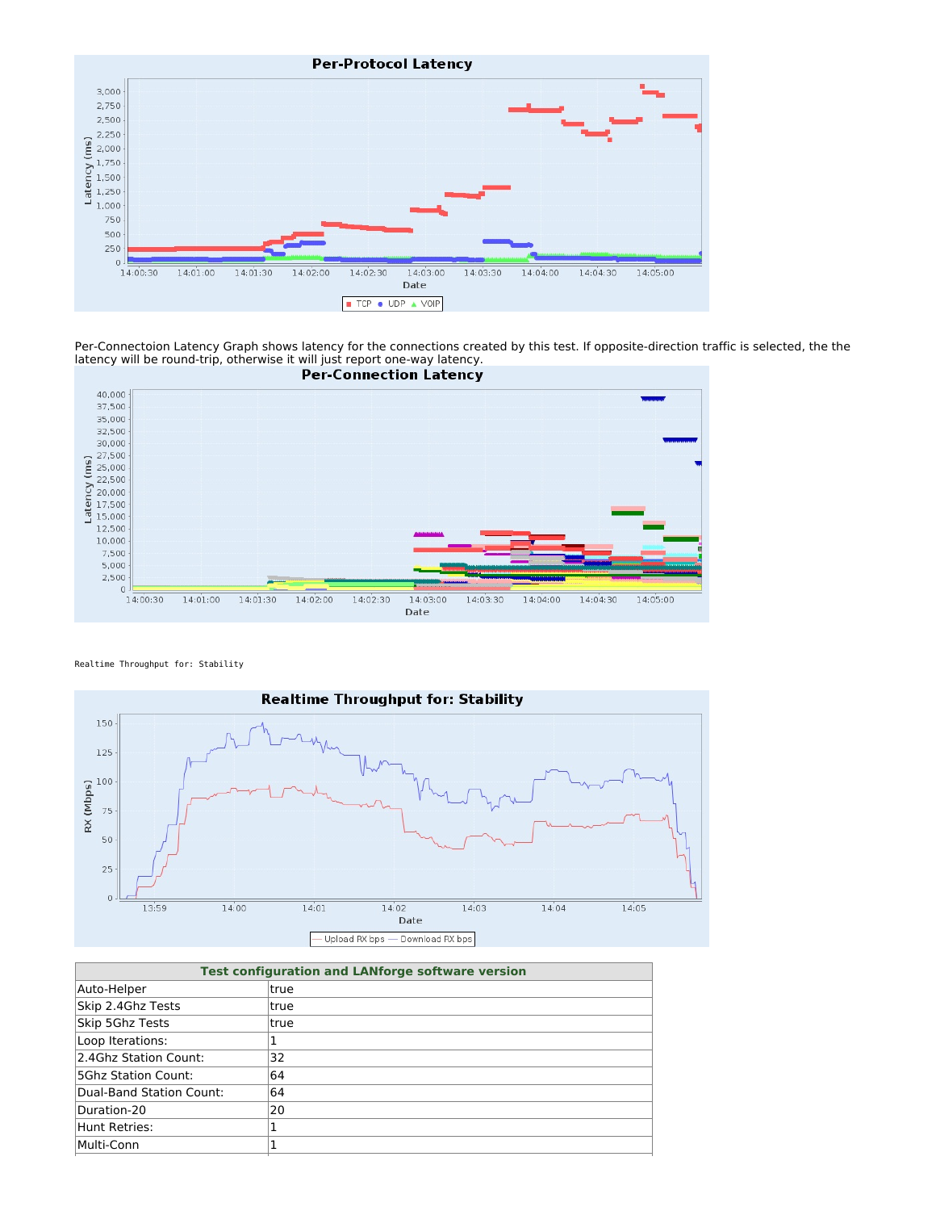Per-Connectoion Latency Graph shows latency for the connections created by this test. If opposite-direction traffic is selected, the the latency will be round-trip, otherwise it will just report one-way latency.

Realtime Throughput for: Stability

| Test configuration and LANforge software version | |
|---|---|
| Auto-Helper | true |
| Skip 2.4Ghz Tests | true |
| Skip 5Ghz Tests | true |
| Loop Iterations: | 1 |
| 2.4Ghz Station Count: | 32 |
| 5Ghz Station Count: | 64 |
| Dual-Band Station Count: | 64 |
| Duration-20 | 20 |
| Hunt Retries: | 1 |
| Multi-Conn | 1 |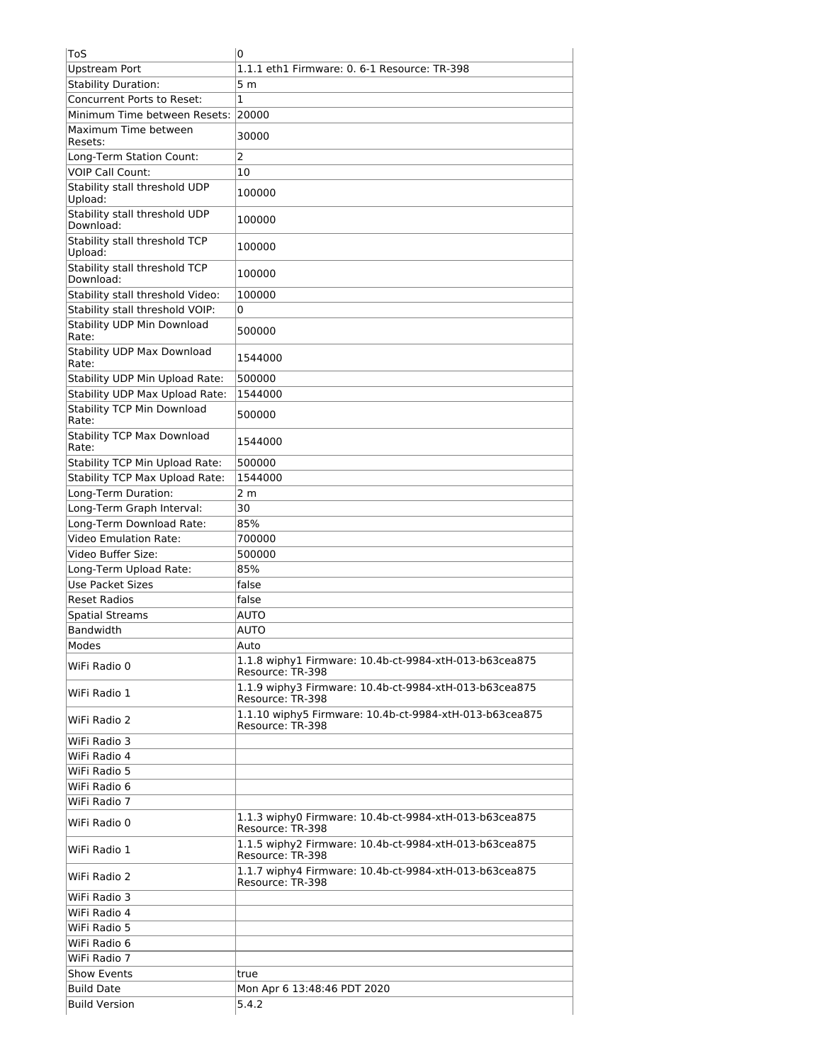| ToS | 0 |
|---|---|
| Upstream Port | 1.1.1 eth1 Firmware: 0. 6-1 Resource: TR-398 |
| Stability Duration: | 5 m |
| Concurrent Ports to Reset: | 1 |
| Minimum Time between Resets: | 20000 |
| Maximum Time between Resets: | 30000 |
| Long-Term Station Count: | 2 |
| VOIP Call Count: | 10 |
| Stability stall threshold UDP Upload: | 100000 |
| Stability stall threshold UDP Download: | 100000 |
| Stability stall threshold TCP Upload: | 100000 |
| Stability stall threshold TCP Download: | 100000 |
| Stability stall threshold Video: | 100000 |
| Stability stall threshold VOIP: | 0 |
| Stability UDP Min Download Rate: | 500000 |
| Stability UDP Max Download Rate: | 1544000 |
| Stability UDP Min Upload Rate: | 500000 |
| Stability UDP Max Upload Rate: | 1544000 |
| Stability TCP Min Download Rate: | 500000 |
| Stability TCP Max Download Rate: | 1544000 |
| Stability TCP Min Upload Rate: | 500000 |
| Stability TCP Max Upload Rate: | 1544000 |
| Long-Term Duration: | 2 m |
| Long-Term Graph Interval: | 30 |
| Long-Term Download Rate: | 85% |
| Video Emulation Rate: | 700000 |
| Video Buffer Size: | 500000 |
| Long-Term Upload Rate: | 85% |
| Use Packet Sizes | false |
| Reset Radios | false |
| Spatial Streams | AUTO |
| Bandwidth | AUTO |
| Modes | Auto |
| WiFi Radio 0 | 1.1.8 wiphy1 Firmware: 10.4b-ct-9984-xtH-013-b63cea875 Resource: TR-398 |
| WiFi Radio 1 | 1.1.9 wiphy3 Firmware: 10.4b-ct-9984-xtH-013-b63cea875 Resource: TR-398 |
| WiFi Radio 2 | 1.1.10 wiphy5 Firmware: 10.4b-ct-9984-xtH-013-b63cea875 Resource: TR-398 |
| WiFi Radio 3 | |
| WiFi Radio 4 | |
| WiFi Radio 5 | |
| WiFi Radio 6 | |
| WiFi Radio 7 | |
| WiFi Radio 0 | 1.1.3 wiphy0 Firmware: 10.4b-ct-9984-xtH-013-b63cea875 Resource: TR-398 |
| WiFi Radio 1 | 1.1.5 wiphy2 Firmware: 10.4b-ct-9984-xtH-013-b63cea875 Resource: TR-398 |
| WiFi Radio 2 | 1.1.7 wiphy4 Firmware: 10.4b-ct-9984-xtH-013-b63cea875 Resource: TR-398 |
| WiFi Radio 3 | |
| WiFi Radio 4 | |
| WiFi Radio 5 | |
| WiFi Radio 6 | |
| WiFi Radio 7 | |
| Show Events | true |
| Build Date | Mon Apr 6 13:48:46 PDT 2020 |
| Build Version | 5.4.2 |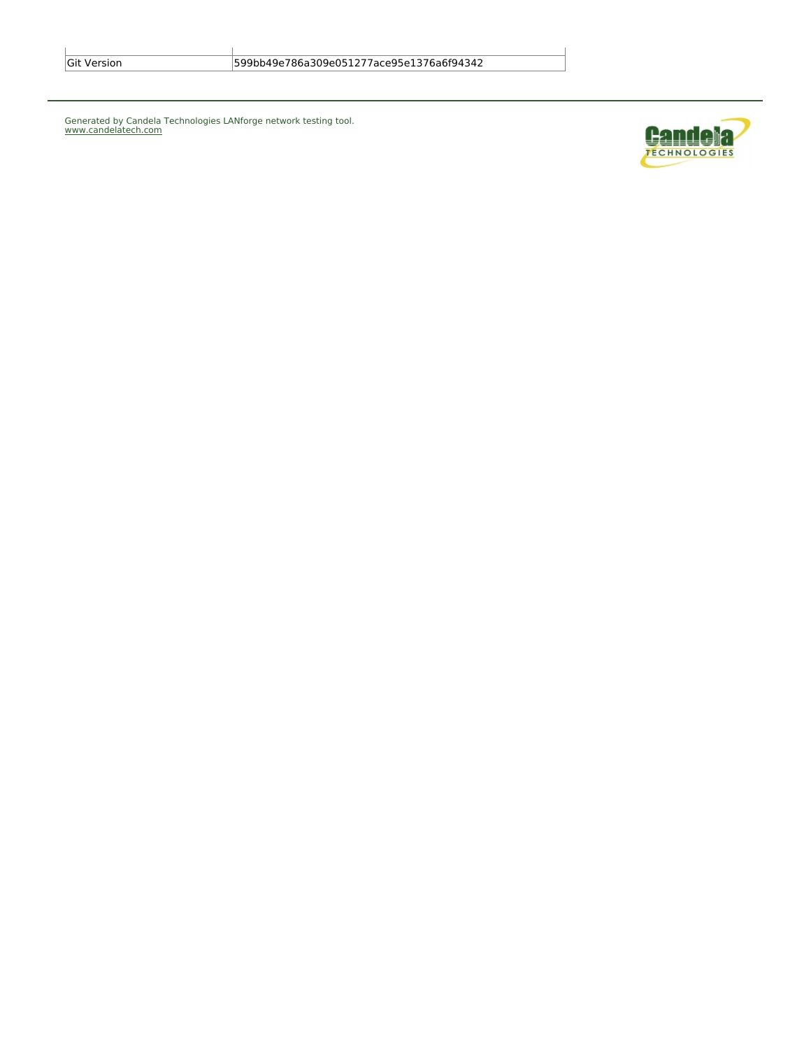| | |
|---|---|
| Git Version | 599bb49e786a309e051277ace95e1376a6f94342 |

Generated by Candela Technologies LANforge network testing tool.
www.candelatech.com